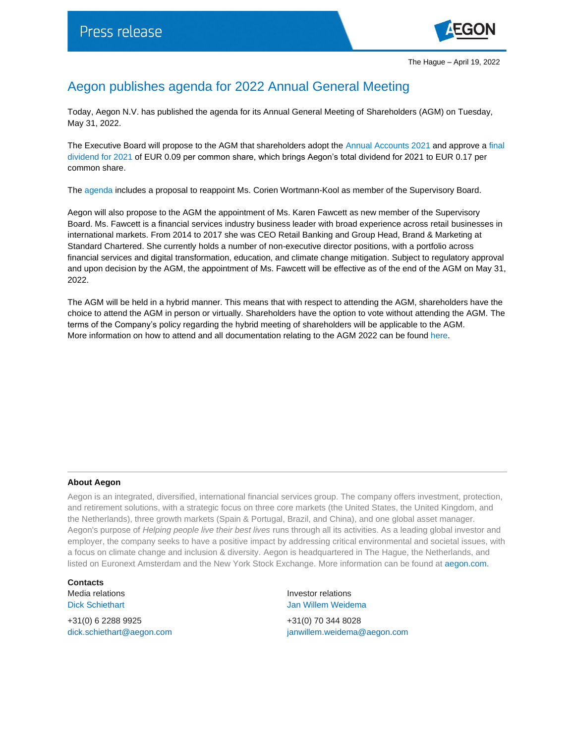Press release

The Hague – April 19, 2022

# Aegon publishes agenda for 2022 Annual General Meeting

Today, Aegon N.V. has published the agenda for its Annual General Meeting of Shareholders (AGM) on Tuesday, May 31, 2022.

The Executive Board will propose to the AGM that shareholders adopt the Annual Accounts 2021 and approve a final dividend for 2021 of EUR 0.09 per common share, which brings Aegon's total dividend for 2021 to EUR 0.17 per common share.

The agenda includes a proposal to reappoint Ms. Corien Wortmann-Kool as member of the Supervisory Board.

Aegon will also propose to the AGM the appointment of Ms. Karen Fawcett as new member of the Supervisory Board. Ms. Fawcett is a financial services industry business leader with broad experience across retail businesses in international markets. From 2014 to 2017 she was CEO Retail Banking and Group Head, Brand & Marketing at Standard Chartered. She currently holds a number of non-executive director positions, with a portfolio across financial services and digital transformation, education, and climate change mitigation. Subject to regulatory approval and upon decision by the AGM, the appointment of Ms. Fawcett will be effective as of the end of the AGM on May 31, 2022.

The AGM will be held in a hybrid manner. This means that with respect to attending the AGM, shareholders have the choice to attend the AGM in person or virtually. Shareholders have the option to vote without attending the AGM. The terms of the Company's policy regarding the hybrid meeting of shareholders will be applicable to the AGM. More information on how to attend and all documentation relating to the AGM 2022 can be found here.

---

**About Aegon**

Aegon is an integrated, diversified, international financial services group. The company offers investment, protection, and retirement solutions, with a strategic focus on three core markets (the United States, the United Kingdom, and the Netherlands), three growth markets (Spain & Portugal, Brazil, and China), and one global asset manager. Aegon's purpose of *Helping people live their best lives* runs through all its activities. As a leading global investor and employer, the company seeks to have a positive impact by addressing critical environmental and societal issues, with a focus on climate change and inclusion & diversity. Aegon is headquartered in The Hague, the Netherlands, and listed on Euronext Amsterdam and the New York Stock Exchange. More information can be found at aegon.com.

**Contacts**

Media relations
Dick Schiethart

+31(0) 6 2288 9925
dick.schiethart@aegon.com

Investor relations
Jan Willem Weidema

+31(0) 70 344 8028
janwillem.weidema@aegon.com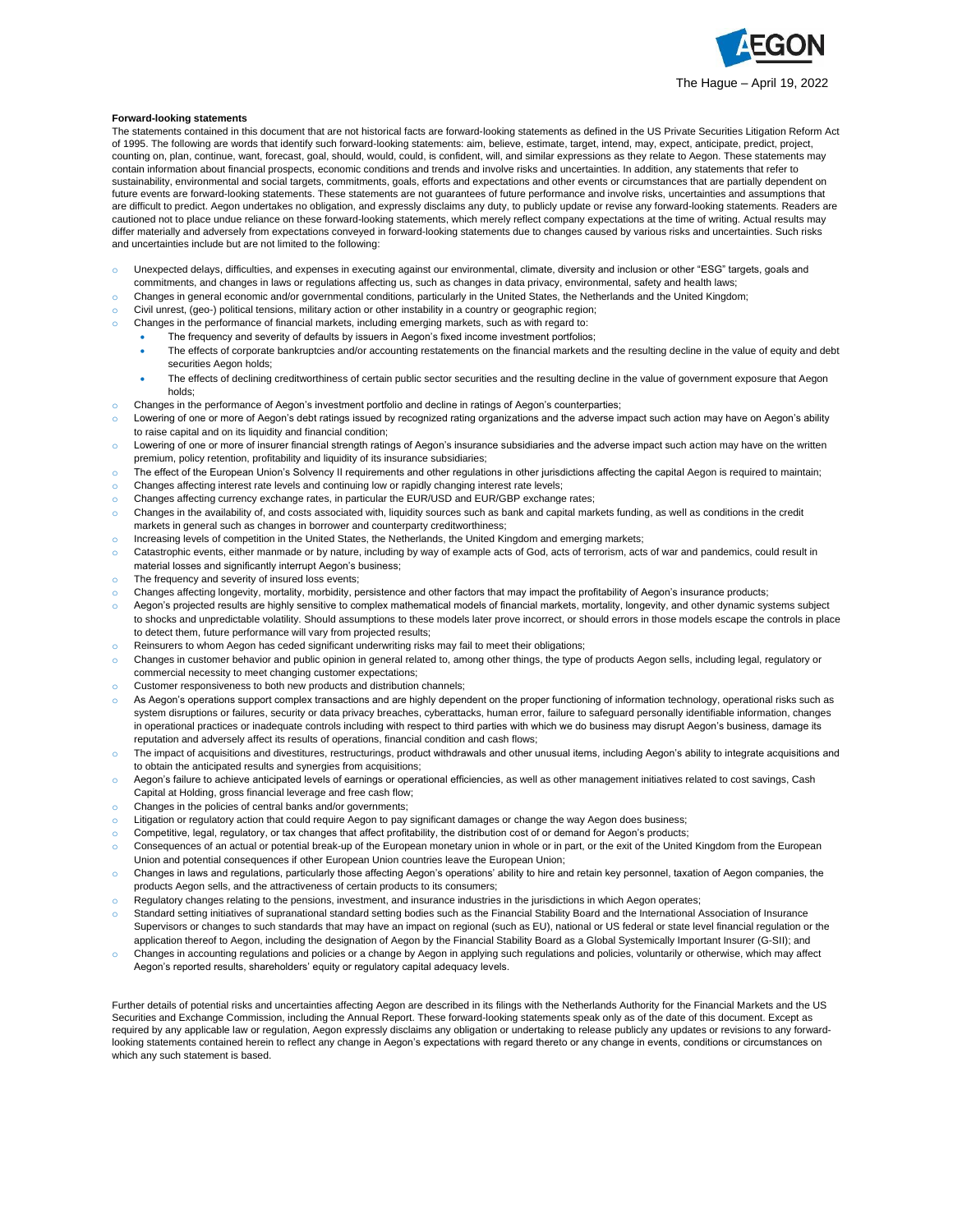The Hague – April 19, 2022

**Forward-looking statements**

The statements contained in this document that are not historical facts are forward-looking statements as defined in the US Private Securities Litigation Reform Act of 1995. The following are words that identify such forward-looking statements: aim, believe, estimate, target, intend, may, expect, anticipate, predict, project, counting on, plan, continue, want, forecast, goal, should, would, could, is confident, will, and similar expressions as they relate to Aegon. These statements may contain information about financial prospects, economic conditions and trends and involve risks and uncertainties. In addition, any statements that refer to sustainability, environmental and social targets, commitments, goals, efforts and expectations and other events or circumstances that are partially dependent on future events are forward-looking statements. These statements are not guarantees of future performance and involve risks, uncertainties and assumptions that are difficult to predict. Aegon undertakes no obligation, and expressly disclaims any duty, to publicly update or revise any forward-looking statements. Readers are cautioned not to place undue reliance on these forward-looking statements, which merely reflect company expectations at the time of writing. Actual results may differ materially and adversely from expectations conveyed in forward-looking statements due to changes caused by various risks and uncertainties. Such risks and uncertainties include but are not limited to the following:

- Unexpected delays, difficulties, and expenses in executing against our environmental, climate, diversity and inclusion or other "ESG" targets, goals and commitments, and changes in laws or regulations affecting us, such as changes in data privacy, environmental, safety and health laws;
- Changes in general economic and/or governmental conditions, particularly in the United States, the Netherlands and the United Kingdom;
- Civil unrest, (geo-) political tensions, military action or other instability in a country or geographic region;
- Changes in the performance of financial markets, including emerging markets, such as with regard to:
  - The frequency and severity of defaults by issuers in Aegon's fixed income investment portfolios;
  - The effects of corporate bankruptcies and/or accounting restatements on the financial markets and the resulting decline in the value of equity and debt securities Aegon holds;
  - The effects of declining creditworthiness of certain public sector securities and the resulting decline in the value of government exposure that Aegon holds;
- Changes in the performance of Aegon's investment portfolio and decline in ratings of Aegon's counterparties;
- Lowering of one or more of Aegon's debt ratings issued by recognized rating organizations and the adverse impact such action may have on Aegon's ability to raise capital and on its liquidity and financial condition;
- Lowering of one or more of insurer financial strength ratings of Aegon's insurance subsidiaries and the adverse impact such action may have on the written premium, policy retention, profitability and liquidity of its insurance subsidiaries;
- The effect of the European Union's Solvency II requirements and other regulations in other jurisdictions affecting the capital Aegon is required to maintain;
- Changes affecting interest rate levels and continuing low or rapidly changing interest rate levels;
- Changes affecting currency exchange rates, in particular the EUR/USD and EUR/GBP exchange rates;
- Changes in the availability of, and costs associated with, liquidity sources such as bank and capital markets funding, as well as conditions in the credit markets in general such as changes in borrower and counterparty creditworthiness;
- Increasing levels of competition in the United States, the Netherlands, the United Kingdom and emerging markets;
- Catastrophic events, either manmade or by nature, including by way of example acts of God, acts of terrorism, acts of war and pandemics, could result in material losses and significantly interrupt Aegon's business;
- The frequency and severity of insured loss events;
- Changes affecting longevity, mortality, morbidity, persistence and other factors that may impact the profitability of Aegon's insurance products;
- Aegon's projected results are highly sensitive to complex mathematical models of financial markets, mortality, longevity, and other dynamic systems subject to shocks and unpredictable volatility. Should assumptions to these models later prove incorrect, or should errors in those models escape the controls in place to detect them, future performance will vary from projected results;
- Reinsurers to whom Aegon has ceded significant underwriting risks may fail to meet their obligations;
- Changes in customer behavior and public opinion in general related to, among other things, the type of products Aegon sells, including legal, regulatory or commercial necessity to meet changing customer expectations;
- Customer responsiveness to both new products and distribution channels;
- As Aegon's operations support complex transactions and are highly dependent on the proper functioning of information technology, operational risks such as system disruptions or failures, security or data privacy breaches, cyberattacks, human error, failure to safeguard personally identifiable information, changes in operational practices or inadequate controls including with respect to third parties with which we do business may disrupt Aegon's business, damage its reputation and adversely affect its results of operations, financial condition and cash flows;
- The impact of acquisitions and divestitures, restructurings, product withdrawals and other unusual items, including Aegon's ability to integrate acquisitions and to obtain the anticipated results and synergies from acquisitions;
- Aegon's failure to achieve anticipated levels of earnings or operational efficiencies, as well as other management initiatives related to cost savings, Cash Capital at Holding, gross financial leverage and free cash flow;
- Changes in the policies of central banks and/or governments;
- Litigation or regulatory action that could require Aegon to pay significant damages or change the way Aegon does business;
- Competitive, legal, regulatory, or tax changes that affect profitability, the distribution cost of or demand for Aegon's products;
- Consequences of an actual or potential break-up of the European monetary union in whole or in part, or the exit of the United Kingdom from the European Union and potential consequences if other European Union countries leave the European Union;
- Changes in laws and regulations, particularly those affecting Aegon's operations' ability to hire and retain key personnel, taxation of Aegon companies, the products Aegon sells, and the attractiveness of certain products to its consumers;
- Regulatory changes relating to the pensions, investment, and insurance industries in the jurisdictions in which Aegon operates;
- Standard setting initiatives of supranational standard setting bodies such as the Financial Stability Board and the International Association of Insurance Supervisors or changes to such standards that may have an impact on regional (such as EU), national or US federal or state level financial regulation or the application thereof to Aegon, including the designation of Aegon by the Financial Stability Board as a Global Systemically Important Insurer (G-SII); and
- Changes in accounting regulations and policies or a change by Aegon in applying such regulations and policies, voluntarily or otherwise, which may affect Aegon's reported results, shareholders' equity or regulatory capital adequacy levels.

Further details of potential risks and uncertainties affecting Aegon are described in its filings with the Netherlands Authority for the Financial Markets and the US Securities and Exchange Commission, including the Annual Report. These forward-looking statements speak only as of the date of this document. Except as required by any applicable law or regulation, Aegon expressly disclaims any obligation or undertaking to release publicly any updates or revisions to any forward-looking statements contained herein to reflect any change in Aegon's expectations with regard thereto or any change in events, conditions or circumstances on which any such statement is based.